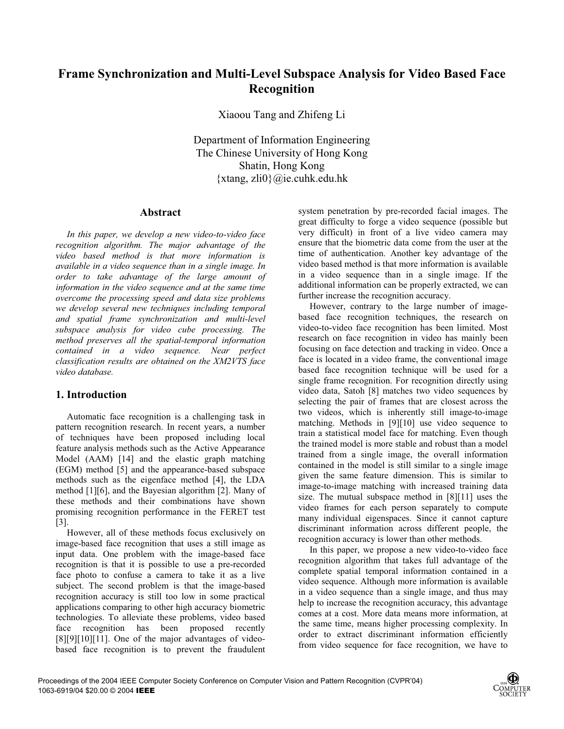# Frame Synchronization and Multi-Level Subspace Analysis for Video Based Face Recognition

Xiaoou Tang and Zhifeng Li

Department of Information Engineering
The Chinese University of Hong Kong
Shatin, Hong Kong
{xtang, zli0}@ie.cuhk.edu.hk

## Abstract

*In this paper, we develop a new video-to-video face recognition algorithm. The major advantage of the video based method is that more information is available in a video sequence than in a single image. In order to take advantage of the large amount of information in the video sequence and at the same time overcome the processing speed and data size problems we develop several new techniques including temporal and spatial frame synchronization and multi-level subspace analysis for video cube processing. The method preserves all the spatial-temporal information contained in a video sequence. Near perfect classification results are obtained on the XM2VTS face video database.*

## 1. Introduction

Automatic face recognition is a challenging task in pattern recognition research. In recent years, a number of techniques have been proposed including local feature analysis methods such as the Active Appearance Model (AAM) [14] and the elastic graph matching (EGM) method [5] and the appearance-based subspace methods such as the eigenface method [4], the LDA method [1][6], and the Bayesian algorithm [2]. Many of these methods and their combinations have shown promising recognition performance in the FERET test [3].

However, all of these methods focus exclusively on image-based face recognition that uses a still image as input data. One problem with the image-based face recognition is that it is possible to use a pre-recorded face photo to confuse a camera to take it as a live subject. The second problem is that the image-based recognition accuracy is still too low in some practical applications comparing to other high accuracy biometric technologies. To alleviate these problems, video based face recognition has been proposed recently [8][9][10][11]. One of the major advantages of video-based face recognition is to prevent the fraudulent system penetration by pre-recorded facial images. The great difficulty to forge a video sequence (possible but very difficult) in front of a live video camera may ensure that the biometric data come from the user at the time of authentication. Another key advantage of the video based method is that more information is available in a video sequence than in a single image. If the additional information can be properly extracted, we can further increase the recognition accuracy.

However, contrary to the large number of image-based face recognition techniques, the research on video-to-video face recognition has been limited. Most research on face recognition in video has mainly been focusing on face detection and tracking in video. Once a face is located in a video frame, the conventional image based face recognition technique will be used for a single frame recognition. For recognition directly using video data, Satoh [8] matches two video sequences by selecting the pair of frames that are closest across the two videos, which is inherently still image-to-image matching. Methods in [9][10] use video sequence to train a statistical model face for matching. Even though the trained model is more stable and robust than a model trained from a single image, the overall information contained in the model is still similar to a single image given the same feature dimension. This is similar to image-to-image matching with increased training data size. The mutual subspace method in [8][11] uses the video frames for each person separately to compute many individual eigenspaces. Since it cannot capture discriminant information across different people, the recognition accuracy is lower than other methods.

In this paper, we propose a new video-to-video face recognition algorithm that takes full advantage of the complete spatial temporal information contained in a video sequence. Although more information is available in a video sequence than a single image, and thus may help to increase the recognition accuracy, this advantage comes at a cost. More data means more information, at the same time, means higher processing complexity. In order to extract discriminant information efficiently from video sequence for face recognition, we have to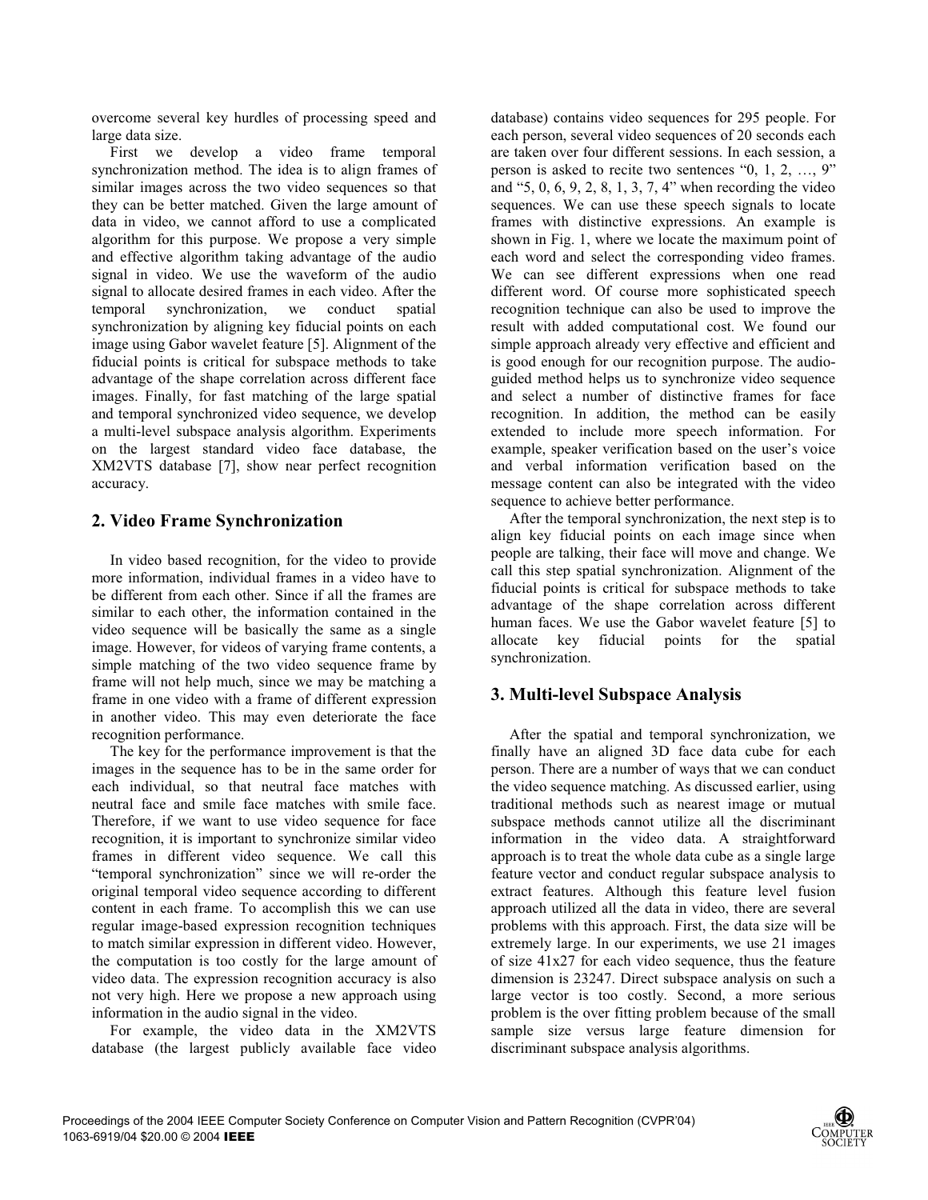overcome several key hurdles of processing speed and large data size.

First we develop a video frame temporal synchronization method. The idea is to align frames of similar images across the two video sequences so that they can be better matched. Given the large amount of data in video, we cannot afford to use a complicated algorithm for this purpose. We propose a very simple and effective algorithm taking advantage of the audio signal in video. We use the waveform of the audio signal to allocate desired frames in each video. After the temporal synchronization, we conduct spatial synchronization by aligning key fiducial points on each image using Gabor wavelet feature [5]. Alignment of the fiducial points is critical for subspace methods to take advantage of the shape correlation across different face images. Finally, for fast matching of the large spatial and temporal synchronized video sequence, we develop a multi-level subspace analysis algorithm. Experiments on the largest standard video face database, the XM2VTS database [7], show near perfect recognition accuracy.

## 2. Video Frame Synchronization

In video based recognition, for the video to provide more information, individual frames in a video have to be different from each other. Since if all the frames are similar to each other, the information contained in the video sequence will be basically the same as a single image. However, for videos of varying frame contents, a simple matching of the two video sequence frame by frame will not help much, since we may be matching a frame in one video with a frame of different expression in another video. This may even deteriorate the face recognition performance.

The key for the performance improvement is that the images in the sequence has to be in the same order for each individual, so that neutral face matches with neutral face and smile face matches with smile face. Therefore, if we want to use video sequence for face recognition, it is important to synchronize similar video frames in different video sequence. We call this "temporal synchronization" since we will re-order the original temporal video sequence according to different content in each frame. To accomplish this we can use regular image-based expression recognition techniques to match similar expression in different video. However, the computation is too costly for the large amount of video data. The expression recognition accuracy is also not very high. Here we propose a new approach using information in the audio signal in the video.

For example, the video data in the XM2VTS database (the largest publicly available face video database) contains video sequences for 295 people. For each person, several video sequences of 20 seconds each are taken over four different sessions. In each session, a person is asked to recite two sentences "0, 1, 2, …, 9" and "5, 0, 6, 9, 2, 8, 1, 3, 7, 4" when recording the video sequences. We can use these speech signals to locate frames with distinctive expressions. An example is shown in Fig. 1, where we locate the maximum point of each word and select the corresponding video frames. We can see different expressions when one read different word. Of course more sophisticated speech recognition technique can also be used to improve the result with added computational cost. We found our simple approach already very effective and efficient and is good enough for our recognition purpose. The audio-guided method helps us to synchronize video sequence and select a number of distinctive frames for face recognition. In addition, the method can be easily extended to include more speech information. For example, speaker verification based on the user's voice and verbal information verification based on the message content can also be integrated with the video sequence to achieve better performance.

After the temporal synchronization, the next step is to align key fiducial points on each image since when people are talking, their face will move and change. We call this step spatial synchronization. Alignment of the fiducial points is critical for subspace methods to take advantage of the shape correlation across different human faces. We use the Gabor wavelet feature [5] to allocate key fiducial points for the spatial synchronization.

## 3. Multi-level Subspace Analysis

After the spatial and temporal synchronization, we finally have an aligned 3D face data cube for each person. There are a number of ways that we can conduct the video sequence matching. As discussed earlier, using traditional methods such as nearest image or mutual subspace methods cannot utilize all the discriminant information in the video data. A straightforward approach is to treat the whole data cube as a single large feature vector and conduct regular subspace analysis to extract features. Although this feature level fusion approach utilized all the data in video, there are several problems with this approach. First, the data size will be extremely large. In our experiments, we use 21 images of size 41x27 for each video sequence, thus the feature dimension is 23247. Direct subspace analysis on such a large vector is too costly. Second, a more serious problem is the over fitting problem because of the small sample size versus large feature dimension for discriminant subspace analysis algorithms.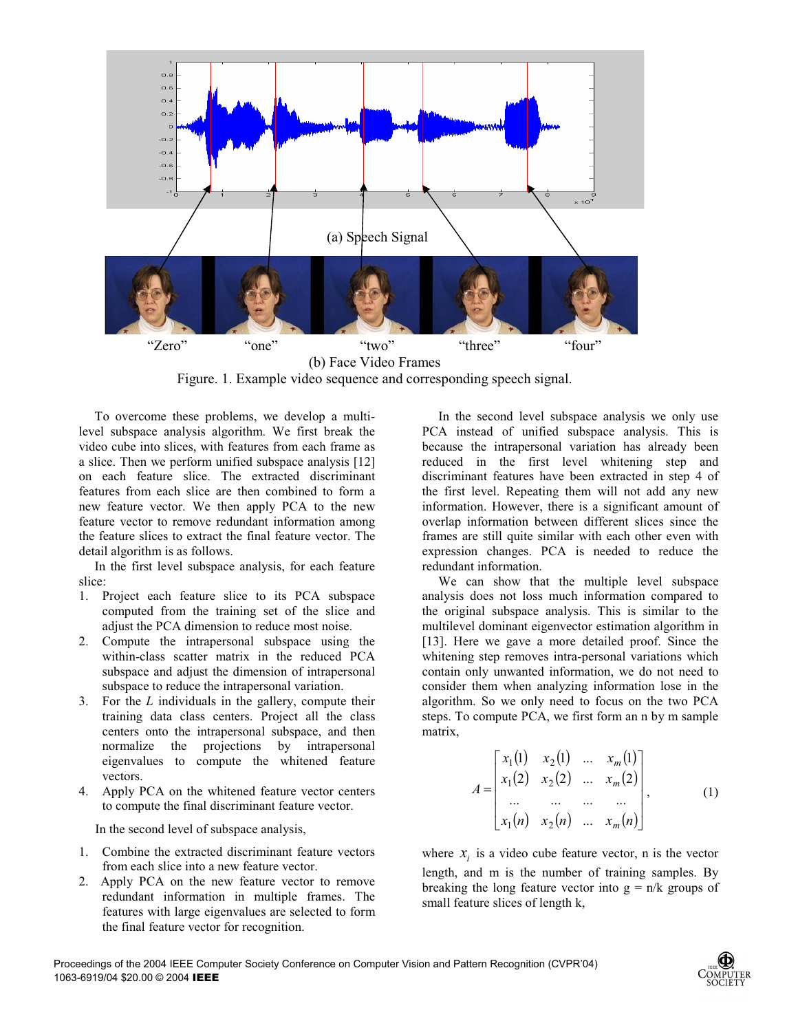(a) Speech Signal

"Zero" "one" "two" "three" "four"

(b) Face Video Frames

Figure. 1. Example video sequence and corresponding speech signal.

To overcome these problems, we develop a multi-level subspace analysis algorithm. We first break the video cube into slices, with features from each frame as a slice. Then we perform unified subspace analysis [12] on each feature slice. The extracted discriminant features from each slice are then combined to form a new feature vector. We then apply PCA to the new feature vector to remove redundant information among the feature slices to extract the final feature vector. The detail algorithm is as follows.

In the first level subspace analysis, for each feature slice:

1. Project each feature slice to its PCA subspace computed from the training set of the slice and adjust the PCA dimension to reduce most noise.
2. Compute the intrapersonal subspace using the within-class scatter matrix in the reduced PCA subspace and adjust the dimension of intrapersonal subspace to reduce the intrapersonal variation.
3. For the $L$ individuals in the gallery, compute their training data class centers. Project all the class centers onto the intrapersonal subspace, and then normalize the projections by intrapersonal eigenvalues to compute the whitened feature vectors.
4. Apply PCA on the whitened feature vector centers to compute the final discriminant feature vector.

In the second level of subspace analysis,

1. Combine the extracted discriminant feature vectors from each slice into a new feature vector.
2. Apply PCA on the new feature vector to remove redundant information in multiple frames. The features with large eigenvalues are selected to form the final feature vector for recognition.

In the second level subspace analysis we only use PCA instead of unified subspace analysis. This is because the intrapersonal variation has already been reduced in the first level whitening step and discriminant features have been extracted in step 4 of the first level. Repeating them will not add any new information. However, there is a significant amount of overlap information between different slices since the frames are still quite similar with each other even with expression changes. PCA is needed to reduce the redundant information.

We can show that the multiple level subspace analysis does not loss much information compared to the original subspace analysis. This is similar to the multilevel dominant eigenvector estimation algorithm in [13]. Here we gave a more detailed proof. Since the whitening step removes intra-personal variations which contain only unwanted information, we do not need to consider them when analyzing information lose in the algorithm. So we only need to focus on the two PCA steps. To compute PCA, we first form an n by m sample matrix,

$$A = \begin{bmatrix} x_1(1) & x_2(1) & \dots & x_m(1) \\ x_1(2) & x_2(2) & \dots & x_m(2) \\ \dots & \dots & \dots & \dots \\ x_1(n) & x_2(n) & \dots & x_m(n) \end{bmatrix}, \tag{1}$$

where $x_i$ is a video cube feature vector, n is the vector length, and m is the number of training samples. By breaking the long feature vector into $g = n/k$ groups of small feature slices of length k,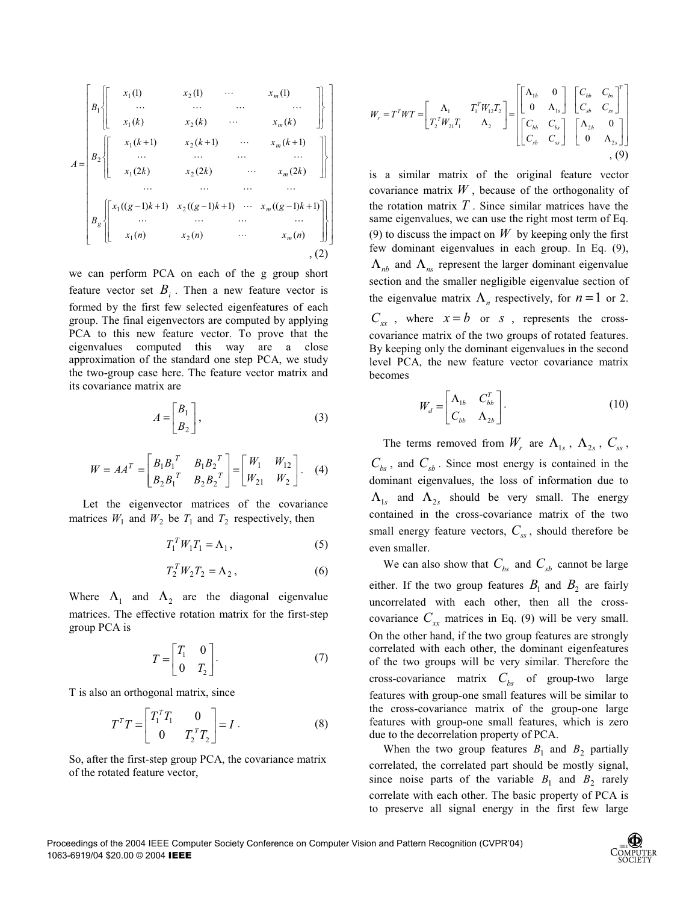$$A = \begin{bmatrix} B_1 \left\{ \begin{bmatrix} x_1(1) & x_2(1) & \cdots & x_m(1) \\ \cdots & \cdots & \cdots & \cdots \\ x_1(k) & x_2(k) & \cdots & x_m(k) \end{bmatrix} \right\} \\ B_2 \left\{ \begin{bmatrix} x_1(k+1) & x_2(k+1) & \cdots & x_m(k+1) \\ \cdots & \cdots & \cdots & \cdots \\ x_1(2k) & x_2(2k) & \cdots & x_m(2k) \end{bmatrix} \right\} \\ \cdots \quad \cdots \quad \cdots \quad \cdots \\ B_g \left\{ \begin{bmatrix} x_1((g-1)k+1) & x_2((g-1)k+1) & \cdots & x_m((g-1)k+1) \\ \cdots & \cdots & \cdots & \cdots \\ x_1(n) & x_2(n) & \cdots & x_m(n) \end{bmatrix} \right\} \end{bmatrix}, \quad (2)$$

we can perform PCA on each of the g group short feature vector set $B_i$. Then a new feature vector is formed by the first few selected eigenfeatures of each group. The final eigenvectors are computed by applying PCA to this new feature vector. To prove that the eigenvalues computed this way are a close approximation of the standard one step PCA, we study the two-group case here. The feature vector matrix and its covariance matrix are

$$A = \begin{bmatrix} B_1 \\ B_2 \end{bmatrix}, \quad (3)$$

$$W = AA^T = \begin{bmatrix} B_1 B_1^T & B_1 B_2^T \\ B_2 B_1^T & B_2 B_2^T \end{bmatrix} = \begin{bmatrix} W_1 & W_{12} \\ W_{21} & W_2 \end{bmatrix}. \quad (4)$$

Let the eigenvector matrices of the covariance matrices $W_1$ and $W_2$ be $T_1$ and $T_2$ respectively, then

$$T_1^T W_1 T_1 = \Lambda_1, \quad (5)$$

$$T_2^T W_2 T_2 = \Lambda_2, \quad (6)$$

Where $\Lambda_1$ and $\Lambda_2$ are the diagonal eigenvalue matrices. The effective rotation matrix for the first-step group PCA is

$$T = \begin{bmatrix} T_1 & 0 \\ 0 & T_2 \end{bmatrix}. \quad (7)$$

T is also an orthogonal matrix, since

$$T^T T = \begin{bmatrix} T_1^T T_1 & 0 \\ 0 & T_2^T T_2 \end{bmatrix} = I. \quad (8)$$

So, after the first-step group PCA, the covariance matrix of the rotated feature vector,

$$W_r = T^T W T = \begin{bmatrix} \Lambda_1 & T_1^T W_{12} T_2 \\ T_2^T W_{21} T_1 & \Lambda_2 \end{bmatrix} = \begin{bmatrix} \begin{bmatrix} \Lambda_{1b} & 0 \\ 0 & \Lambda_{1s} \end{bmatrix} & \begin{bmatrix} C_{bb} & C_{bs} \\ C_{sb} & C_{ss} \end{bmatrix}^T \\ \begin{bmatrix} C_{bb} & C_{bs} \\ C_{sb} & C_{ss} \end{bmatrix} & \begin{bmatrix} \Lambda_{2b} & 0 \\ 0 & \Lambda_{2s} \end{bmatrix} \end{bmatrix}, \quad (9)$$

is a similar matrix of the original feature vector covariance matrix $W$, because of the orthogonality of the rotation matrix $T$. Since similar matrices have the same eigenvalues, we can use the right most term of Eq. (9) to discuss the impact on $W$ by keeping only the first few dominant eigenvalues in each group. In Eq. (9), $\Lambda_{nb}$ and $\Lambda_{ns}$ represent the larger dominant eigenvalue section and the smaller negligible eigenvalue section of the eigenvalue matrix $\Lambda_n$ respectively, for $n = 1$ or 2. $C_{xx}$, where $x = b$ or $s$, represents the cross-covariance matrix of the two groups of rotated features. By keeping only the dominant eigenvalues in the second level PCA, the new feature vector covariance matrix becomes

$$W_d = \begin{bmatrix} \Lambda_{1b} & C_{bb}^T \\ C_{bb} & \Lambda_{2b} \end{bmatrix}. \quad (10)$$

The terms removed from $W_r$ are $\Lambda_{1s}$, $\Lambda_{2s}$, $C_{ss}$, $C_{bs}$, and $C_{sb}$. Since most energy is contained in the dominant eigenvalues, the loss of information due to $\Lambda_{1s}$ and $\Lambda_{2s}$ should be very small. The energy contained in the cross-covariance matrix of the two small energy feature vectors, $C_{ss}$, should therefore be even smaller.

We can also show that $C_{bs}$ and $C_{sb}$ cannot be large either. If the two group features $B_1$ and $B_2$ are fairly uncorrelated with each other, then all the cross-covariance $C_{xx}$ matrices in Eq. (9) will be very small. On the other hand, if the two group features are strongly correlated with each other, the dominant eigenfeatures of the two groups will be very similar. Therefore the cross-covariance matrix $C_{bs}$ of group-two large features with group-one small features will be similar to the cross-covariance matrix of the group-one large features with group-one small features, which is zero due to the decorrelation property of PCA.

When the two group features $B_1$ and $B_2$ partially correlated, the correlated part should be mostly signal, since noise parts of the variable $B_1$ and $B_2$ rarely correlate with each other. The basic property of PCA is to preserve all signal energy in the first few large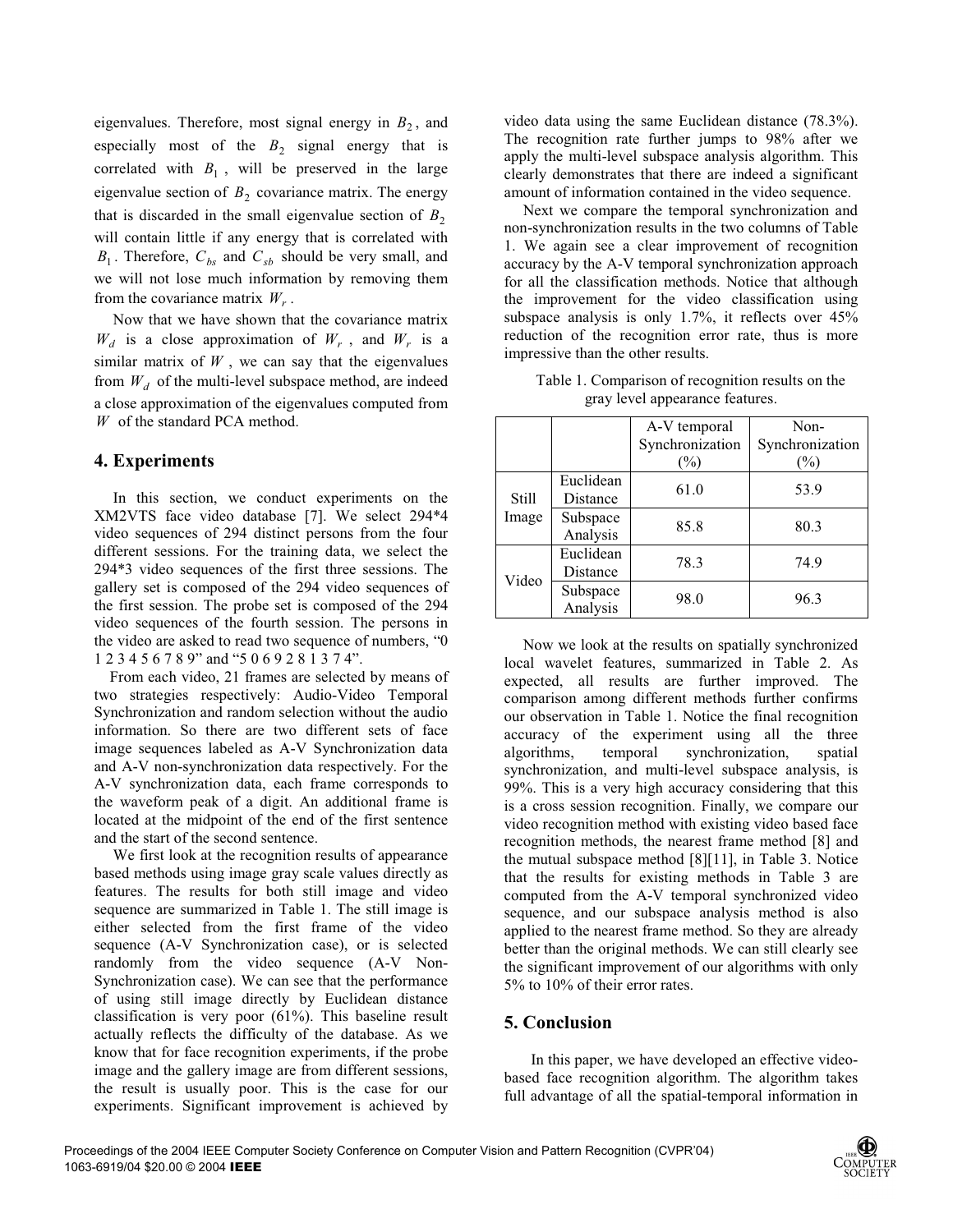eigenvalues. Therefore, most signal energy in $B_2$, and especially most of the $B_2$ signal energy that is correlated with $B_1$, will be preserved in the large eigenvalue section of $B_2$ covariance matrix. The energy that is discarded in the small eigenvalue section of $B_2$ will contain little if any energy that is correlated with $B_1$. Therefore, $C_{bs}$ and $C_{sb}$ should be very small, and we will not lose much information by removing them from the covariance matrix $W_r$.

Now that we have shown that the covariance matrix $W_d$ is a close approximation of $W_r$, and $W_r$ is a similar matrix of $W$, we can say that the eigenvalues from $W_d$ of the multi-level subspace method, are indeed a close approximation of the eigenvalues computed from $W$ of the standard PCA method.

## 4. Experiments

In this section, we conduct experiments on the XM2VTS face video database [7]. We select 294*4 video sequences of 294 distinct persons from the four different sessions. For the training data, we select the 294*3 video sequences of the first three sessions. The gallery set is composed of the 294 video sequences of the first session. The probe set is composed of the 294 video sequences of the fourth session. The persons in the video are asked to read two sequence of numbers, "0 1 2 3 4 5 6 7 8 9" and "5 0 6 9 2 8 1 3 7 4".

From each video, 21 frames are selected by means of two strategies respectively: Audio-Video Temporal Synchronization and random selection without the audio information. So there are two different sets of face image sequences labeled as A-V Synchronization data and A-V non-synchronization data respectively. For the A-V synchronization data, each frame corresponds to the waveform peak of a digit. An additional frame is located at the midpoint of the end of the first sentence and the start of the second sentence.

We first look at the recognition results of appearance based methods using image gray scale values directly as features. The results for both still image and video sequence are summarized in Table 1. The still image is either selected from the first frame of the video sequence (A-V Synchronization case), or is selected randomly from the video sequence (A-V Non-Synchronization case). We can see that the performance of using still image directly by Euclidean distance classification is very poor (61%). This baseline result actually reflects the difficulty of the database. As we know that for face recognition experiments, if the probe image and the gallery image are from different sessions, the result is usually poor. This is the case for our experiments. Significant improvement is achieved by video data using the same Euclidean distance (78.3%). The recognition rate further jumps to 98% after we apply the multi-level subspace analysis algorithm. This clearly demonstrates that there are indeed a significant amount of information contained in the video sequence.

Next we compare the temporal synchronization and non-synchronization results in the two columns of Table 1. We again see a clear improvement of recognition accuracy by the A-V temporal synchronization approach for all the classification methods. Notice that although the improvement for the video classification using subspace analysis is only 1.7%, it reflects over 45% reduction of the recognition error rate, thus is more impressive than the other results.

Table 1. Comparison of recognition results on the gray level appearance features.

| | | A-V temporal Synchronization (%) | Non-Synchronization (%) |
|---|---|---|---|
| Still Image | Euclidean Distance | 61.0 | 53.9 |
| | Subspace Analysis | 85.8 | 80.3 |
| Video | Euclidean Distance | 78.3 | 74.9 |
| | Subspace Analysis | 98.0 | 96.3 |

Now we look at the results on spatially synchronized local wavelet features, summarized in Table 2. As expected, all results are further improved. The comparison among different methods further confirms our observation in Table 1. Notice the final recognition accuracy of the experiment using all the three algorithms, temporal synchronization, spatial synchronization, and multi-level subspace analysis, is 99%. This is a very high accuracy considering that this is a cross session recognition. Finally, we compare our video recognition method with existing video based face recognition methods, the nearest frame method [8] and the mutual subspace method [8][11], in Table 3. Notice that the results for existing methods in Table 3 are computed from the A-V temporal synchronized video sequence, and our subspace analysis method is also applied to the nearest frame method. So they are already better than the original methods. We can still clearly see the significant improvement of our algorithms with only 5% to 10% of their error rates.

## 5. Conclusion

In this paper, we have developed an effective video-based face recognition algorithm. The algorithm takes full advantage of all the spatial-temporal information in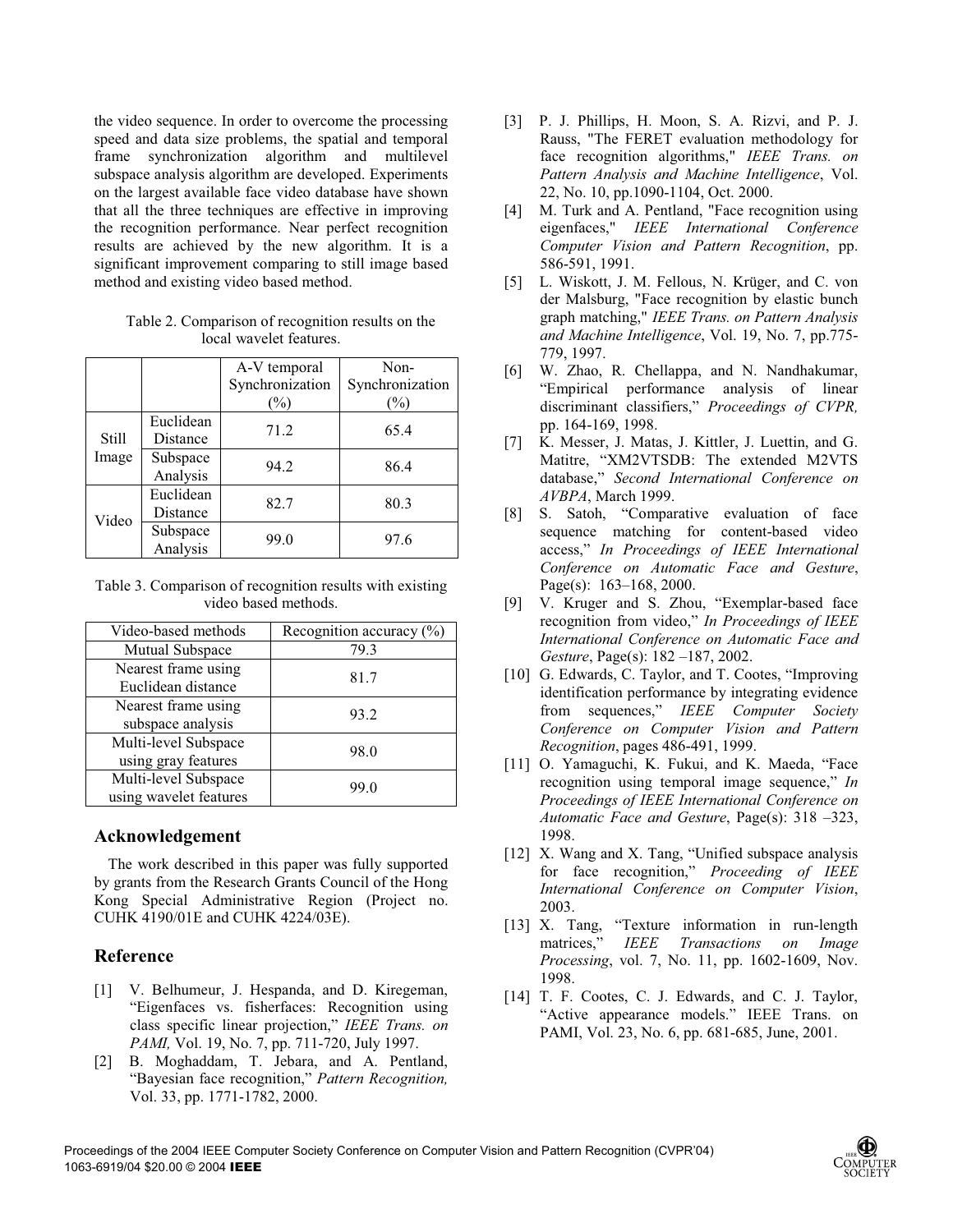the video sequence. In order to overcome the processing speed and data size problems, the spatial and temporal frame synchronization algorithm and multilevel subspace analysis algorithm are developed. Experiments on the largest available face video database have shown that all the three techniques are effective in improving the recognition performance. Near perfect recognition results are achieved by the new algorithm. It is a significant improvement comparing to still image based method and existing video based method.

Table 2. Comparison of recognition results on the local wavelet features.

| | | A-V temporal Synchronization (%) | Non-Synchronization (%) |
|---|---|---|---|
| Still Image | Euclidean Distance | 71.2 | 65.4 |
| | Subspace Analysis | 94.2 | 86.4 |
| Video | Euclidean Distance | 82.7 | 80.3 |
| | Subspace Analysis | 99.0 | 97.6 |

Table 3. Comparison of recognition results with existing video based methods.

| Video-based methods | Recognition accuracy (%) |
|---|---|
| Mutual Subspace | 79.3 |
| Nearest frame using Euclidean distance | 81.7 |
| Nearest frame using subspace analysis | 93.2 |
| Multi-level Subspace using gray features | 98.0 |
| Multi-level Subspace using wavelet features | 99.0 |

## Acknowledgement

The work described in this paper was fully supported by grants from the Research Grants Council of the Hong Kong Special Administrative Region (Project no. CUHK 4190/01E and CUHK 4224/03E).

## Reference

[1] V. Belhumeur, J. Hespanda, and D. Kiregeman, "Eigenfaces vs. fisherfaces: Recognition using class specific linear projection," *IEEE Trans. on PAMI,* Vol. 19, No. 7, pp. 711-720, July 1997.

[2] B. Moghaddam, T. Jebara, and A. Pentland, "Bayesian face recognition," *Pattern Recognition,* Vol. 33, pp. 1771-1782, 2000.

[3] P. J. Phillips, H. Moon, S. A. Rizvi, and P. J. Rauss, "The FERET evaluation methodology for face recognition algorithms," *IEEE Trans. on Pattern Analysis and Machine Intelligence*, Vol. 22, No. 10, pp.1090-1104, Oct. 2000.

[4] M. Turk and A. Pentland, "Face recognition using eigenfaces," *IEEE International Conference Computer Vision and Pattern Recognition*, pp. 586-591, 1991.

[5] L. Wiskott, J. M. Fellous, N. Krüger, and C. von der Malsburg, "Face recognition by elastic bunch graph matching," *IEEE Trans. on Pattern Analysis and Machine Intelligence*, Vol. 19, No. 7, pp.775-779, 1997.

[6] W. Zhao, R. Chellappa, and N. Nandhakumar, "Empirical performance analysis of linear discriminant classifiers," *Proceedings of CVPR,* pp. 164-169, 1998.

[7] K. Messer, J. Matas, J. Kittler, J. Luettin, and G. Matitre, "XM2VTSDB: The extended M2VTS database," *Second International Conference on AVBPA*, March 1999.

[8] S. Satoh, "Comparative evaluation of face sequence matching for content-based video access," *In Proceedings of IEEE International Conference on Automatic Face and Gesture*, Page(s): 163–168, 2000.

[9] V. Kruger and S. Zhou, "Exemplar-based face recognition from video," *In Proceedings of IEEE International Conference on Automatic Face and Gesture*, Page(s): 182 –187, 2002.

[10] G. Edwards, C. Taylor, and T. Cootes, "Improving identification performance by integrating evidence from sequences," *IEEE Computer Society Conference on Computer Vision and Pattern Recognition*, pages 486-491, 1999.

[11] O. Yamaguchi, K. Fukui, and K. Maeda, "Face recognition using temporal image sequence," *In Proceedings of IEEE International Conference on Automatic Face and Gesture*, Page(s): 318 –323, 1998.

[12] X. Wang and X. Tang, "Unified subspace analysis for face recognition," *Proceeding of IEEE International Conference on Computer Vision*, 2003.

[13] X. Tang, "Texture information in run-length matrices," *IEEE Transactions on Image Processing*, vol. 7, No. 11, pp. 1602-1609, Nov. 1998.

[14] T. F. Cootes, C. J. Edwards, and C. J. Taylor, "Active appearance models." IEEE Trans. on PAMI, Vol. 23, No. 6, pp. 681-685, June, 2001.